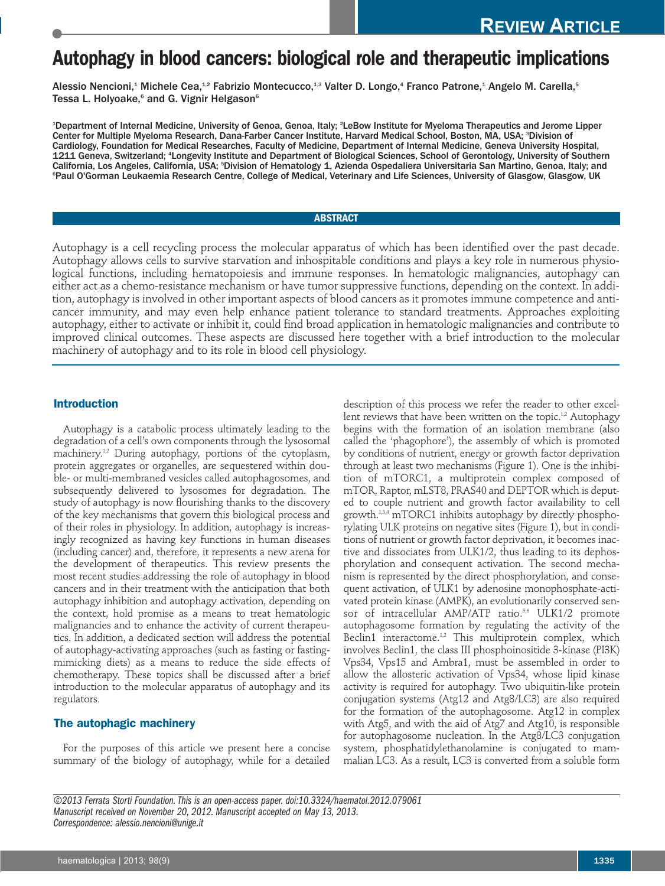REVIEW ARTICLE

# Autophagy in blood cancers: biological role and therapeutic implications

Alessio Nencioni,[1] Michele Cea,[1,2] Fabrizio Montecucco,[1,3] Valter D. Longo,[4] Franco Patrone,[1] Angelo M. Carella,[5] Tessa L. Holyoake,[6] and G. Vignir Helgason[6]

[1]Department of Internal Medicine, University of Genoa, Genoa, Italy; [2]LeBow Institute for Myeloma Therapeutics and Jerome Lipper Center for Multiple Myeloma Research, Dana-Farber Cancer Institute, Harvard Medical School, Boston, MA, USA; [3]Division of Cardiology, Foundation for Medical Researches, Faculty of Medicine, Department of Internal Medicine, Geneva University Hospital, 1211 Geneva, Switzerland; [4]Longevity Institute and Department of Biological Sciences, School of Gerontology, University of Southern California, Los Angeles, California, USA; [5]Division of Hematology 1, Azienda Ospedaliera Universitaria San Martino, Genoa, Italy; and [6]Paul O'Gorman Leukaemia Research Centre, College of Medical, Veterinary and Life Sciences, University of Glasgow, Glasgow, UK

## ABSTRACT

Autophagy is a cell recycling process the molecular apparatus of which has been identified over the past decade. Autophagy allows cells to survive starvation and inhospitable conditions and plays a key role in numerous physiological functions, including hematopoiesis and immune responses. In hematologic malignancies, autophagy can either act as a chemo-resistance mechanism or have tumor suppressive functions, depending on the context. In addition, autophagy is involved in other important aspects of blood cancers as it promotes immune competence and anticancer immunity, and may even help enhance patient tolerance to standard treatments. Approaches exploiting autophagy, either to activate or inhibit it, could find broad application in hematologic malignancies and contribute to improved clinical outcomes. These aspects are discussed here together with a brief introduction to the molecular machinery of autophagy and to its role in blood cell physiology.

## Introduction

Autophagy is a catabolic process ultimately leading to the degradation of a cell's own components through the lysosomal machinery.[1,2] During autophagy, portions of the cytoplasm, protein aggregates or organelles, are sequestered within double- or multi-membraned vesicles called autophagosomes, and subsequently delivered to lysosomes for degradation. The study of autophagy is now flourishing thanks to the discovery of the key mechanisms that govern this biological process and of their roles in physiology. In addition, autophagy is increasingly recognized as having key functions in human diseases (including cancer) and, therefore, it represents a new arena for the development of therapeutics. This review presents the most recent studies addressing the role of autophagy in blood cancers and in their treatment with the anticipation that both autophagy inhibition and autophagy activation, depending on the context, hold promise as a means to treat hematologic malignancies and to enhance the activity of current therapeutics. In addition, a dedicated section will address the potential of autophagy-activating approaches (such as fasting or fasting-mimicking diets) as a means to reduce the side effects of chemotherapy. These topics shall be discussed after a brief introduction to the molecular apparatus of autophagy and its regulators.

## The autophagic machinery

For the purposes of this article we present here a concise summary of the biology of autophagy, while for a detailed description of this process we refer the reader to other excellent reviews that have been written on the topic.[1,2] Autophagy begins with the formation of an isolation membrane (also called the 'phagophore'), the assembly of which is promoted by conditions of nutrient, energy or growth factor deprivation through at least two mechanisms (Figure 1). One is the inhibition of mTORC1, a multiprotein complex composed of mTOR, Raptor, mLST8, PRAS40 and DEPTOR which is deputed to couple nutrient and growth factor availability to cell growth.[1,3,4] mTORC1 inhibits autophagy by directly phosphorylating ULK proteins on negative sites (Figure 1), but in conditions of nutrient or growth factor deprivation, it becomes inactive and dissociates from ULK1/2, thus leading to its dephosphorylation and consequent activation. The second mechanism is represented by the direct phosphorylation, and consequent activation, of ULK1 by adenosine monophosphate-activated protein kinase (AMPK), an evolutionarily conserved sensor of intracellular AMP/ATP ratio.[5,6] ULK1/2 promote autophagosome formation by regulating the activity of the Beclin1 interactome.[1,2] This multiprotein complex, which involves Beclin1, the class III phosphoinositide 3-kinase (PI3K) Vps34, Vps15 and Ambra1, must be assembled in order to allow the allosteric activation of Vps34, whose lipid kinase activity is required for autophagy. Two ubiquitin-like protein conjugation systems (Atg12 and Atg8/LC3) are also required for the formation of the autophagosome. Atg12 in complex with Atg5, and with the aid of Atg7 and Atg10, is responsible for autophagosome nucleation. In the Atg8/LC3 conjugation system, phosphatidylethanolamine is conjugated to mammalian LC3. As a result, LC3 is converted from a soluble form

*©2013 Ferrata Storti Foundation. This is an open-access paper. doi:10.3324/haematol.2012.079061*
*Manuscript received on November 20, 2012. Manuscript accepted on May 13, 2013.*
*Correspondence: alessio.nencioni@unige.it*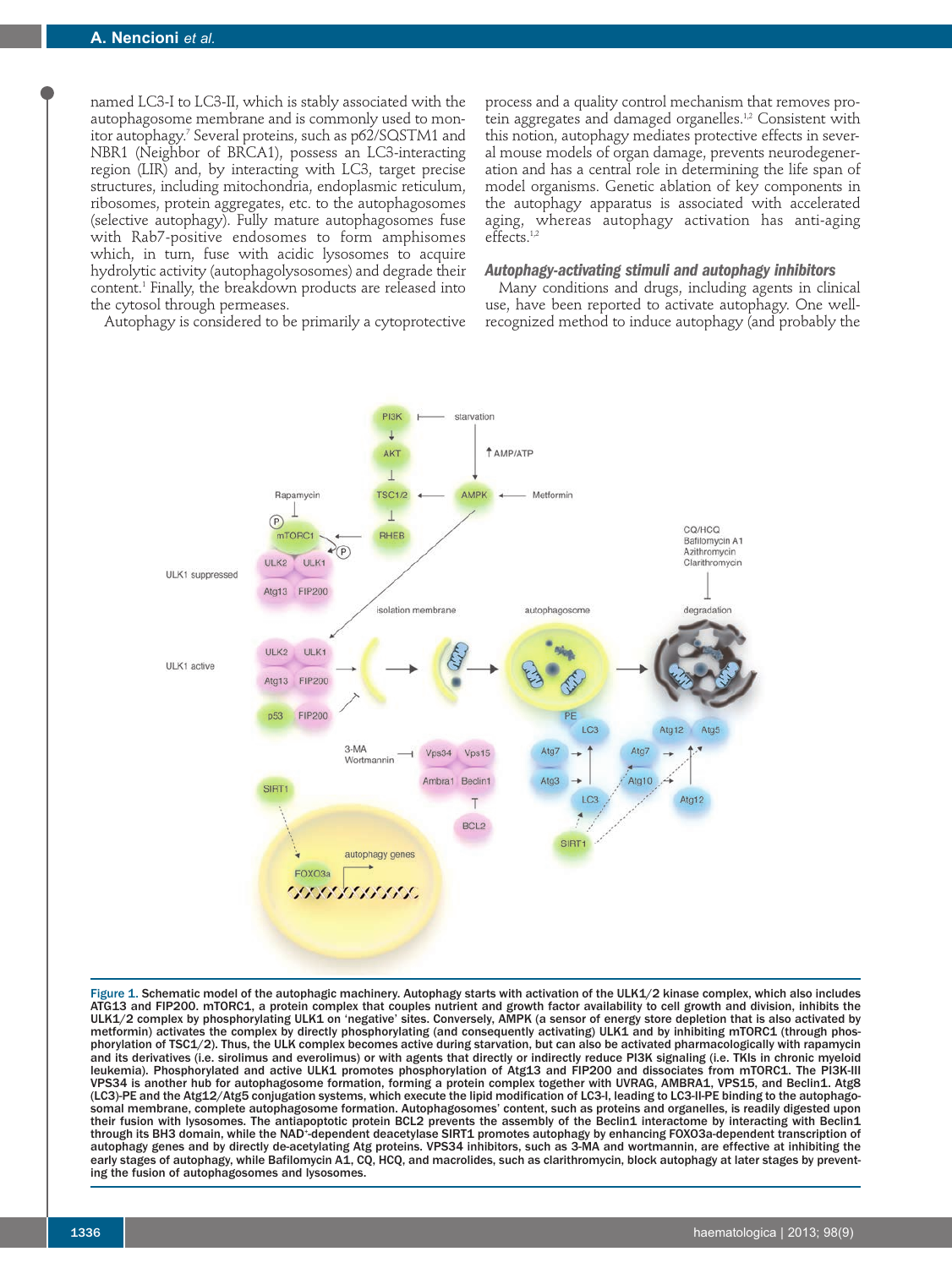named LC3-I to LC3-II, which is stably associated with the autophagosome membrane and is commonly used to monitor autophagy.[7] Several proteins, such as p62/SQSTM1 and NBR1 (Neighbor of BRCA1), possess an LC3-interacting region (LIR) and, by interacting with LC3, target precise structures, including mitochondria, endoplasmic reticulum, ribosomes, protein aggregates, etc. to the autophagosomes (selective autophagy). Fully mature autophagosomes fuse with Rab7-positive endosomes to form amphisomes which, in turn, fuse with acidic lysosomes to acquire hydrolytic activity (autophagolysosomes) and degrade their content.[1] Finally, the breakdown products are released into the cytosol through permeases.

Autophagy is considered to be primarily a cytoprotective process and a quality control mechanism that removes protein aggregates and damaged organelles.[1,2] Consistent with this notion, autophagy mediates protective effects in several mouse models of organ damage, prevents neurodegeneration and has a central role in determining the life span of model organisms. Genetic ablation of key components in the autophagy apparatus is associated with accelerated aging, whereas autophagy activation has anti-aging effects.[1,2]

### Autophagy-activating stimuli and autophagy inhibitors

Many conditions and drugs, including agents in clinical use, have been reported to activate autophagy. One well-recognized method to induce autophagy (and probably the

Figure 1. Schematic model of the autophagic machinery. Autophagy starts with activation of the ULK1/2 kinase complex, which also includes ATG13 and FIP200. mTORC1, a protein complex that couples nutrient and growth factor availability to cell growth and division, inhibits the ULK1/2 complex by phosphorylating ULK1 on 'negative' sites. Conversely, AMPK (a sensor of energy store depletion that is also activated by metformin) activates the complex by directly phosphorylating (and consequently activating) ULK1 and by inhibiting mTORC1 (through phosphorylation of TSC1/2). Thus, the ULK complex becomes active during starvation, but can also be activated pharmacologically with rapamycin and its derivatives (i.e. sirolimus and everolimus) or with agents that directly or indirectly reduce PI3K signaling (i.e. TKIs in chronic myeloid leukemia). Phosphorylated and active ULK1 promotes phosphorylation of Atg13 and FIP200 and dissociates from mTORC1. The PI3K-III VPS34 is another hub for autophagosome formation, forming a protein complex together with UVRAG, AMBRA1, VPS15, and Beclin1. Atg8 (LC3)-PE and the Atg12/Atg5 conjugation systems, which execute the lipid modification of LC3-I, leading to LC3-II-PE binding to the autophagosomal membrane, complete autophagosome formation. Autophagosomes' content, such as proteins and organelles, is readily digested upon their fusion with lysosomes. The antiapoptotic protein BCL2 prevents the assembly of the Beclin1 interactome by interacting with Beclin1 through its BH3 domain, while the NAD+-dependent deacetylase SIRT1 promotes autophagy by enhancing FOXO3a-dependent transcription of autophagy genes and by directly de-acetylating Atg proteins. VPS34 inhibitors, such as 3-MA and wortmannin, are effective at inhibiting the early stages of autophagy, while Bafilomycin A1, CQ, HCQ, and macrolides, such as clarithromycin, block autophagy at later stages by preventing the fusion of autophagosomes and lysosomes.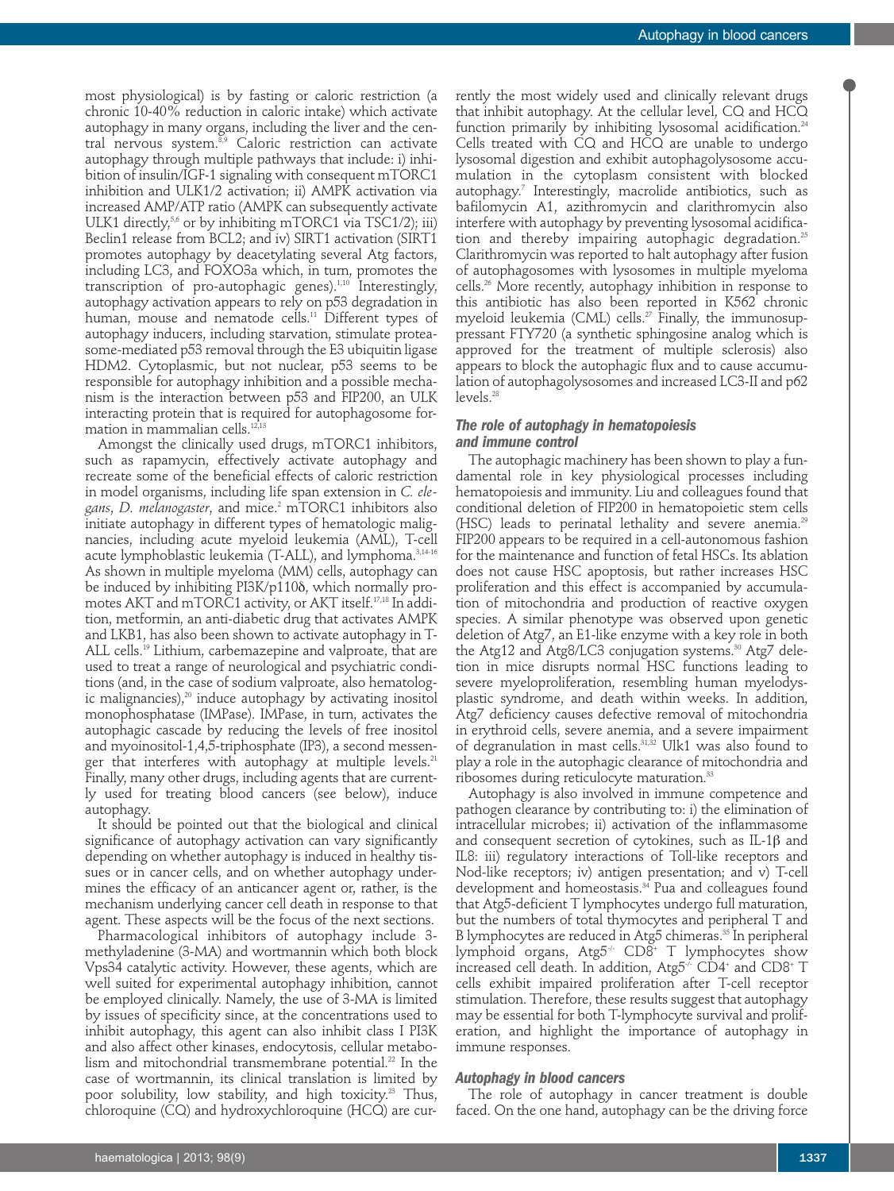most physiological) is by fasting or caloric restriction (a chronic 10-40% reduction in caloric intake) which activate autophagy in many organs, including the liver and the central nervous system.[8,9] Caloric restriction can activate autophagy through multiple pathways that include: i) inhibition of insulin/IGF-1 signaling with consequent mTORC1 inhibition and ULK1/2 activation; ii) AMPK activation via increased AMP/ATP ratio (AMPK can subsequently activate ULK1 directly,[5,6] or by inhibiting mTORC1 via TSC1/2); iii) Beclin1 release from BCL2; and iv) SIRT1 activation (SIRT1 promotes autophagy by deacetylating several Atg factors, including LC3, and FOXO3a which, in turn, promotes the transcription of pro-autophagic genes).[1,10] Interestingly, autophagy activation appears to rely on p53 degradation in human, mouse and nematode cells.[11] Different types of autophagy inducers, including starvation, stimulate proteasome-mediated p53 removal through the E3 ubiquitin ligase HDM2. Cytoplasmic, but not nuclear, p53 seems to be responsible for autophagy inhibition and a possible mechanism is the interaction between p53 and FIP200, an ULK interacting protein that is required for autophagosome formation in mammalian cells.[12,13]

Amongst the clinically used drugs, mTORC1 inhibitors, such as rapamycin, effectively activate autophagy and recreate some of the beneficial effects of caloric restriction in model organisms, including life span extension in *C. elegans*, *D. melanogaster*, and mice.[2] mTORC1 inhibitors also initiate autophagy in different types of hematologic malignancies, including acute myeloid leukemia (AML), T-cell acute lymphoblastic leukemia (T-ALL), and lymphoma.[3,14-16] As shown in multiple myeloma (MM) cells, autophagy can be induced by inhibiting PI3K/p110δ, which normally promotes AKT and mTORC1 activity, or AKT itself.[17,18] In addition, metformin, an anti-diabetic drug that activates AMPK and LKB1, has also been shown to activate autophagy in T-ALL cells.[19] Lithium, carbemazepine and valproate, that are used to treat a range of neurological and psychiatric conditions (and, in the case of sodium valproate, also hematologic malignancies),[20] induce autophagy by activating inositol monophosphatase (IMPase). IMPase, in turn, activates the autophagic cascade by reducing the levels of free inositol and myoinositol-1,4,5-triphosphate (IP3), a second messenger that interferes with autophagy at multiple levels.[21] Finally, many other drugs, including agents that are currently used for treating blood cancers (see below), induce autophagy.

It should be pointed out that the biological and clinical significance of autophagy activation can vary significantly depending on whether autophagy is induced in healthy tissues or in cancer cells, and on whether autophagy undermines the efficacy of an anticancer agent or, rather, is the mechanism underlying cancer cell death in response to that agent. These aspects will be the focus of the next sections.

Pharmacological inhibitors of autophagy include 3-methyladenine (3-MA) and wortmannin which both block Vps34 catalytic activity. However, these agents, which are well suited for experimental autophagy inhibition, cannot be employed clinically. Namely, the use of 3-MA is limited by issues of specificity since, at the concentrations used to inhibit autophagy, this agent can also inhibit class I PI3K and also affect other kinases, endocytosis, cellular metabolism and mitochondrial transmembrane potential.[22] In the case of wortmannin, its clinical translation is limited by poor solubility, low stability, and high toxicity.[23] Thus, chloroquine (CQ) and hydroxychloroquine (HCQ) are currently the most widely used and clinically relevant drugs that inhibit autophagy. At the cellular level, CQ and HCQ function primarily by inhibiting lysosomal acidification.[24] Cells treated with CQ and HCQ are unable to undergo lysosomal digestion and exhibit autophagolysosome accumulation in the cytoplasm consistent with blocked autophagy.[7] Interestingly, macrolide antibiotics, such as bafilomycin A1, azithromycin and clarithromycin also interfere with autophagy by preventing lysosomal acidification and thereby impairing autophagic degradation.[25] Clarithromycin was reported to halt autophagy after fusion of autophagosomes with lysosomes in multiple myeloma cells.[26] More recently, autophagy inhibition in response to this antibiotic has also been reported in K562 chronic myeloid leukemia (CML) cells.[27] Finally, the immunosuppressant FTY720 (a synthetic sphingosine analog which is approved for the treatment of multiple sclerosis) also appears to block the autophagic flux and to cause accumulation of autophagolysosomes and increased LC3-II and p62 levels.[28]

### The role of autophagy in hematopoiesis and immune control

The autophagic machinery has been shown to play a fundamental role in key physiological processes including hematopoiesis and immunity. Liu and colleagues found that conditional deletion of FIP200 in hematopoietic stem cells (HSC) leads to perinatal lethality and severe anemia.[29] FIP200 appears to be required in a cell-autonomous fashion for the maintenance and function of fetal HSCs. Its ablation does not cause HSC apoptosis, but rather increases HSC proliferation and this effect is accompanied by accumulation of mitochondria and production of reactive oxygen species. A similar phenotype was observed upon genetic deletion of Atg7, an E1-like enzyme with a key role in both the Atg12 and Atg8/LC3 conjugation systems.[30] Atg7 deletion in mice disrupts normal HSC functions leading to severe myeloproliferation, resembling human myelodysplastic syndrome, and death within weeks. In addition, Atg7 deficiency causes defective removal of mitochondria in erythroid cells, severe anemia, and a severe impairment of degranulation in mast cells.[31,32] Ulk1 was also found to play a role in the autophagic clearance of mitochondria and ribosomes during reticulocyte maturation.[33]

Autophagy is also involved in immune competence and pathogen clearance by contributing to: i) the elimination of intracellular microbes; ii) activation of the inflammasome and consequent secretion of cytokines, such as IL-1β and IL8: iii) regulatory interactions of Toll-like receptors and Nod-like receptors; iv) antigen presentation; and v) T-cell development and homeostasis.[34] Pua and colleagues found that Atg5-deficient T lymphocytes undergo full maturation, but the numbers of total thymocytes and peripheral T and B lymphocytes are reduced in Atg5 chimeras.[35] In peripheral lymphoid organs, $Atg5^{-/-}$ $CD8^{+}$ T lymphocytes show increased cell death. In addition, $Atg5^{-/-}$ $CD4^{+}$ and $CD8^{+}$ T cells exhibit impaired proliferation after T-cell receptor stimulation. Therefore, these results suggest that autophagy may be essential for both T-lymphocyte survival and proliferation, and highlight the importance of autophagy in immune responses.

### Autophagy in blood cancers

The role of autophagy in cancer treatment is double faced. On the one hand, autophagy can be the driving force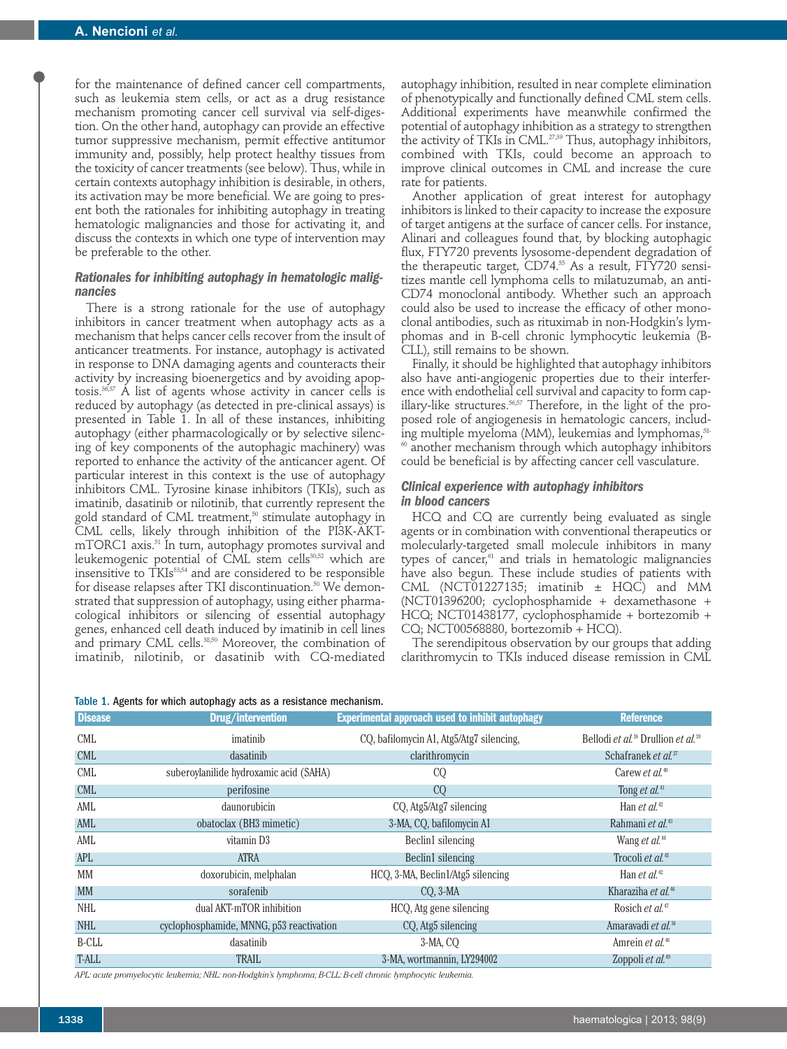for the maintenance of defined cancer cell compartments, such as leukemia stem cells, or act as a drug resistance mechanism promoting cancer cell survival via self-digestion. On the other hand, autophagy can provide an effective tumor suppressive mechanism, permit effective antitumor immunity and, possibly, help protect healthy tissues from the toxicity of cancer treatments (see below). Thus, while in certain contexts autophagy inhibition is desirable, in others, its activation may be more beneficial. We are going to present both the rationales for inhibiting autophagy in treating hematologic malignancies and those for activating it, and discuss the contexts in which one type of intervention may be preferable to the other.

### Rationales for inhibiting autophagy in hematologic malignancies

There is a strong rationale for the use of autophagy inhibitors in cancer treatment when autophagy acts as a mechanism that helps cancer cells recover from the insult of anticancer treatments. For instance, autophagy is activated in response to DNA damaging agents and counteracts their activity by increasing bioenergetics and by avoiding apoptosis.[36,37] A list of agents whose activity in cancer cells is reduced by autophagy (as detected in pre-clinical assays) is presented in Table 1. In all of these instances, inhibiting autophagy (either pharmacologically or by selective silencing of key components of the autophagic machinery) was reported to enhance the activity of the anticancer agent. Of particular interest in this context is the use of autophagy inhibitors CML. Tyrosine kinase inhibitors (TKIs), such as imatinib, dasatinib or nilotinib, that currently represent the gold standard of CML treatment,[50] stimulate autophagy in CML cells, likely through inhibition of the PI3K-AKT-mTORC1 axis.[51] In turn, autophagy promotes survival and leukemogenic potential of CML stem cells[30,52] which are insensitive to TKIs[53,54] and are considered to be responsible for disease relapses after TKI discontinuation.[50] We demonstrated that suppression of autophagy, using either pharmacological inhibitors or silencing of essential autophagy genes, enhanced cell death induced by imatinib in cell lines and primary CML cells.[38,50] Moreover, the combination of imatinib, nilotinib, or dasatinib with CQ-mediated autophagy inhibition, resulted in near complete elimination of phenotypically and functionally defined CML stem cells. Additional experiments have meanwhile confirmed the potential of autophagy inhibition as a strategy to strengthen the activity of TKIs in CML.[27,39] Thus, autophagy inhibitors, combined with TKIs, could become an approach to improve clinical outcomes in CML and increase the cure rate for patients.

Another application of great interest for autophagy inhibitors is linked to their capacity to increase the exposure of target antigens at the surface of cancer cells. For instance, Alinari and colleagues found that, by blocking autophagic flux, FTY720 prevents lysosome-dependent degradation of the therapeutic target, CD74.[55] As a result, FTY720 sensitizes mantle cell lymphoma cells to milatuzumab, an anti-CD74 monoclonal antibody. Whether such an approach could also be used to increase the efficacy of other monoclonal antibodies, such as rituximab in non-Hodgkin's lymphomas and in B-cell chronic lymphocytic leukemia (B-CLL), still remains to be shown.

Finally, it should be highlighted that autophagy inhibitors also have anti-angiogenic properties due to their interference with endothelial cell survival and capacity to form capillary-like structures.[56,57] Therefore, in the light of the proposed role of angiogenesis in hematologic cancers, including multiple myeloma (MM), leukemias and lymphomas,[58-60] another mechanism through which autophagy inhibitors could be beneficial is by affecting cancer cell vasculature.

### Clinical experience with autophagy inhibitors in blood cancers

HCQ and CQ are currently being evaluated as single agents or in combination with conventional therapeutics or molecularly-targeted small molecule inhibitors in many types of cancer,[61] and trials in hematologic malignancies have also begun. These include studies of patients with CML (NCT01227135; imatinib ± HQC) and MM (NCT01396200; cyclophosphamide + dexamethasone + HCQ; NCT01438177, cyclophosphamide + bortezomib + CQ; NCT00568880, bortezomib + HCQ).

The serendipitous observation by our groups that adding clarithromycin to TKIs induced disease remission in CML

Table 1. Agents for which autophagy acts as a resistance mechanism.

| Disease | Drug/intervention | Experimental approach used to inhibit autophagy | Reference |
|---|---|---|---|
| CML | imatinib | CQ, bafilomycin A1, Atg5/Atg7 silencing, | Bellodi *et al.*[38] Drullion *et al.*[39] |
| CML | dasatinib | clarithromycin | Schafranek *et al.*[27] |
| CML | suberoylanilide hydroxamic acid (SAHA) | CQ | Carew *et al.*[40] |
| CML | perifosine | CQ | Tong *et al.*[41] |
| AML | daunorubicin | CQ, Atg5/Atg7 silencing | Han *et al.*[42] |
| AML | obatoclax (BH3 mimetic) | 3-MA, CQ, bafilomycin A1 | Rahmani *et al.*[43] |
| AML | vitamin D3 | Beclin1 silencing | Wang *et al.*[44] |
| APL | ATRA | Beclin1 silencing | Trocoli *et al.*[45] |
| MM | doxorubicin, melphalan | HCQ, 3-MA, Beclin1/Atg5 silencing | Han *et al.*[42] |
| MM | sorafenib | CQ, 3-MA | Kharaziha *et al.*[46] |
| NHL | dual AKT-mTOR inhibition | HCQ, Atg gene silencing | Rosich *et al.*[47] |
| NHL | cyclophosphamide, MNNG, p53 reactivation | CQ, Atg5 silencing | Amaravadi *et al.*[36] |
| B-CLL | dasatinib | 3-MA, CQ | Amrein *et al.*[48] |
| T-ALL | TRAIL | 3-MA, wortmannin, LY294002 | Zoppoli *et al.*[49] |

*APL: acute promyelocytic leukemia; NHL: non-Hodgkin's lymphoma; B-CLL: B-cell chronic lymphocytic leukemia.*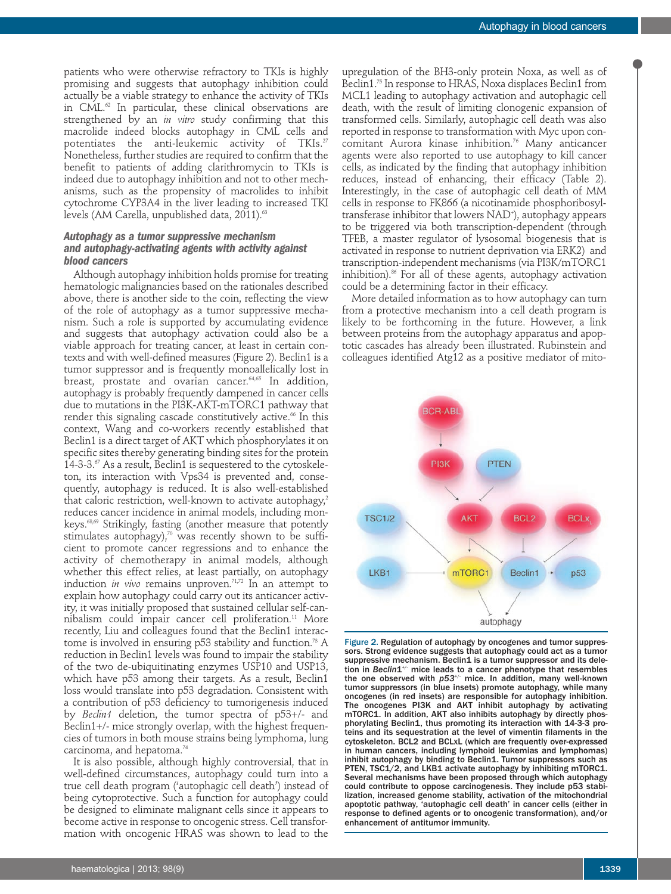patients who were otherwise refractory to TKIs is highly promising and suggests that autophagy inhibition could actually be a viable strategy to enhance the activity of TKIs in CML.[62] In particular, these clinical observations are strengthened by an *in vitro* study confirming that this macrolide indeed blocks autophagy in CML cells and potentiates the anti-leukemic activity of TKIs.[27] Nonetheless, further studies are required to confirm that the benefit to patients of adding clarithromycin to TKIs is indeed due to autophagy inhibition and not to other mechanisms, such as the propensity of macrolides to inhibit cytochrome CYP3A4 in the liver leading to increased TKI levels (AM Carella, unpublished data, 2011).[63]

### Autophagy as a tumor suppressive mechanism and autophagy-activating agents with activity against blood cancers

Although autophagy inhibition holds promise for treating hematologic malignancies based on the rationales described above, there is another side to the coin, reflecting the view of the role of autophagy as a tumor suppressive mechanism. Such a role is supported by accumulating evidence and suggests that autophagy activation could also be a viable approach for treating cancer, at least in certain contexts and with well-defined measures (Figure 2). Beclin1 is a tumor suppressor and is frequently monoallelically lost in breast, prostate and ovarian cancer.[64,65] In addition, autophagy is probably frequently dampened in cancer cells due to mutations in the PI3K-AKT-mTORC1 pathway that render this signaling cascade constitutively active.[66] In this context, Wang and co-workers recently established that Beclin1 is a direct target of AKT which phosphorylates it on specific sites thereby generating binding sites for the protein 14-3-3.[67] As a result, Beclin1 is sequestered to the cytoskeleton, its interaction with Vps34 is prevented and, consequently, autophagy is reduced. It is also well-established that caloric restriction, well-known to activate autophagy,[2] reduces cancer incidence in animal models, including monkeys.[68,69] Strikingly, fasting (another measure that potently stimulates autophagy),[70] was recently shown to be sufficient to promote cancer regressions and to enhance the activity of chemotherapy in animal models, although whether this effect relies, at least partially, on autophagy induction *in vivo* remains unproven.[71,72] In an attempt to explain how autophagy could carry out its anticancer activity, it was initially proposed that sustained cellular self-cannibalism could impair cancer cell proliferation.[11] More recently, Liu and colleagues found that the Beclin1 interactome is involved in ensuring p53 stability and function.[73] A reduction in Beclin1 levels was found to impair the stability of the two de-ubiquitinating enzymes USP10 and USP13, which have p53 among their targets. As a result, Beclin1 loss would translate into p53 degradation. Consistent with a contribution of p53 deficiency to tumorigenesis induced by *Beclin1* deletion, the tumor spectra of p53+/- and Beclin1+/- mice strongly overlap, with the highest frequencies of tumors in both mouse strains being lymphoma, lung carcinoma, and hepatoma.[74]

It is also possible, although highly controversial, that in well-defined circumstances, autophagy could turn into a true cell death program ('autophagic cell death') instead of being cytoprotective. Such a function for autophagy could be designed to eliminate malignant cells since it appears to become active in response to oncogenic stress. Cell transformation with oncogenic HRAS was shown to lead to the upregulation of the BH3-only protein Noxa, as well as of Beclin1.[75] In response to HRAS, Noxa displaces Beclin1 from MCL1 leading to autophagy activation and autophagic cell death, with the result of limiting clonogenic expansion of transformed cells. Similarly, autophagic cell death was also reported in response to transformation with Myc upon concomitant Aurora kinase inhibition.[76] Many anticancer agents were also reported to use autophagy to kill cancer cells, as indicated by the finding that autophagy inhibition reduces, instead of enhancing, their efficacy (Table 2). Interestingly, in the case of autophagic cell death of MM cells in response to FK866 (a nicotinamide phosphoribosyltransferase inhibitor that lowers $NAD^+$), autophagy appears to be triggered via both transcription-dependent (through TFEB, a master regulator of lysosomal biogenesis that is activated in response to nutrient deprivation via ERK2) and transcription-independent mechanisms (via PI3K/mTORC1 inhibition).[86] For all of these agents, autophagy activation could be a determining factor in their efficacy.

More detailed information as to how autophagy can turn from a protective mechanism into a cell death program is likely to be forthcoming in the future. However, a link between proteins from the autophagy apparatus and apoptotic cascades has already been illustrated. Rubinstein and colleagues identified Atg12 as a positive mediator of mito-

Figure 2. Regulation of autophagy by oncogenes and tumor suppressors. Strong evidence suggests that autophagy could act as a tumor suppressive mechanism. Beclin1 is a tumor suppressor and its deletion in *Beclin1*$^{+/-}$ mice leads to a cancer phenotype that resembles the one observed with *p53*$^{+/-}$ mice. In addition, many well-known tumor suppressors (in blue insets) promote autophagy, while many oncogenes (in red insets) are responsible for autophagy inhibition. The oncogenes PI3K and AKT inhibit autophagy by activating mTORC1. In addition, AKT also inhibits autophagy by directly phosphorylating Beclin1, thus promoting its interaction with 14-3-3 proteins and its sequestration at the level of vimentin filaments in the cytoskeleton. BCL2 and BCLxL (which are frequently over-expressed in human cancers, including lymphoid leukemias and lymphomas) inhibit autophagy by binding to Beclin1. Tumor suppressors such as PTEN, TSC1/2, and LKB1 activate autophagy by inhibiting mTORC1. Several mechanisms have been proposed through which autophagy could contribute to oppose carcinogenesis. They include p53 stabilization, increased genome stability, activation of the mitochondrial apoptotic pathway, 'autophagic cell death' in cancer cells (either in response to defined agents or to oncogenic transformation), and/or enhancement of antitumor immunity.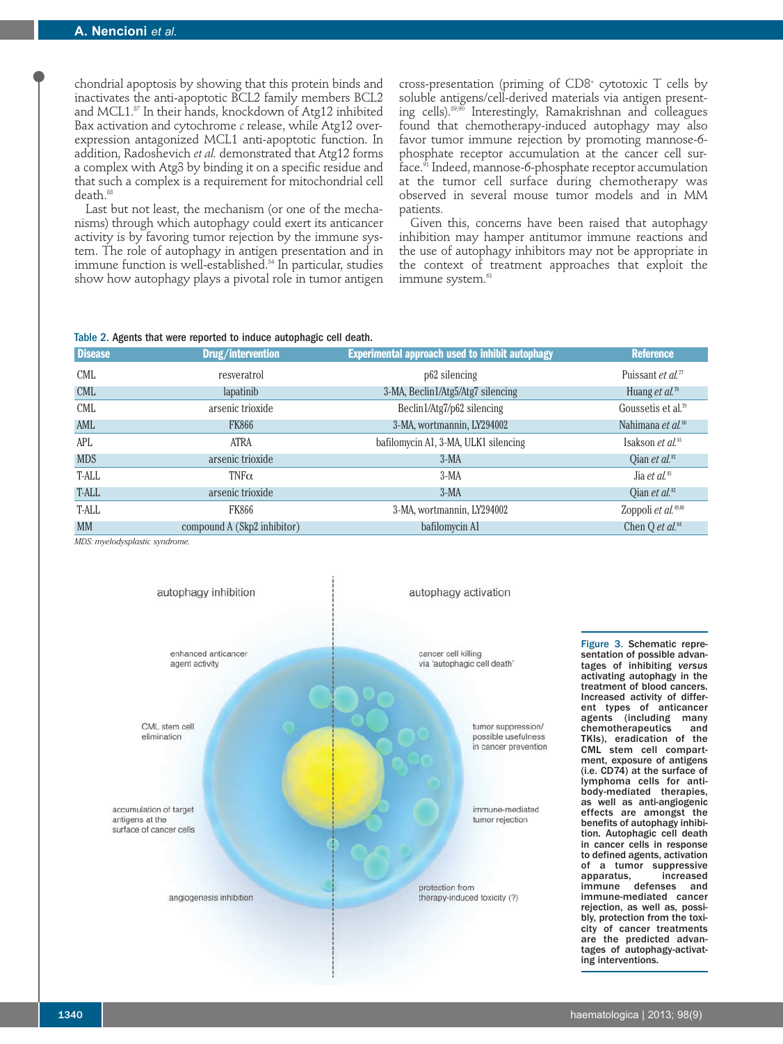chondrial apoptosis by showing that this protein binds and inactivates the anti-apoptotic BCL2 family members BCL2 and MCL1.[87] In their hands, knockdown of Atg12 inhibited Bax activation and cytochrome *c* release, while Atg12 overexpression antagonized MCL1 anti-apoptotic function. In addition, Radoshevich *et al.* demonstrated that Atg12 forms a complex with Atg3 by binding it on a specific residue and that such a complex is a requirement for mitochondrial cell death.[88]

Last but not least, the mechanism (or one of the mechanisms) through which autophagy could exert its anticancer activity is by favoring tumor rejection by the immune system. The role of autophagy in antigen presentation and in immune function is well-established.[34] In particular, studies show how autophagy plays a pivotal role in tumor antigen cross-presentation (priming of CD8[+] cytotoxic T cells by soluble antigens/cell-derived materials via antigen presenting cells).[89,90] Interestingly, Ramakrishnan and colleagues found that chemotherapy-induced autophagy may also favor tumor immune rejection by promoting mannose-6-phosphate receptor accumulation at the cancer cell surface.[91] Indeed, mannose-6-phosphate receptor accumulation at the tumor cell surface during chemotherapy was observed in several mouse tumor models and in MM patients.

Given this, concerns have been raised that autophagy inhibition may hamper antitumor immune reactions and the use of autophagy inhibitors may not be appropriate in the context of treatment approaches that exploit the immune system.[61]

Table 2. Agents that were reported to induce autophagic cell death.

| Disease | Drug/intervention | Experimental approach used to inhibit autophagy | Reference |
|---|---|---|---|
| CML | resveratrol | p62 silencing | Puissant *et al.*[77] |
| CML | lapatinib | 3-MA, Beclin1/Atg5/Atg7 silencing | Huang *et al.*[78] |
| CML | arsenic trioxide | Beclin1/Atg7/p62 silencing | Goussetis et al.[79] |
| AML | FK866 | 3-MA, wortmannin, LY294002 | Nahimana *et al.*[80] |
| APL | ATRA | bafilomycin A1, 3-MA, ULK1 silencing | Isakson *et al.*[81] |
| MDS | arsenic trioxide | 3-MA | Qian *et al.*[82] |
| T-ALL | TNFα | 3-MA | Jia *et al.*[83] |
| T-ALL | arsenic trioxide | 3-MA | Qian *et al.*[82] |
| T-ALL | FK866 | 3-MA, wortmannin, LY294002 | Zoppoli *et al.*[49,80] |
| MM | compound A (Skp2 inhibitor) | bafilomycin A1 | Chen Q *et al.*[84] |

*MDS: myelodysplastic syndrome.*

Figure 3. Schematic representation of possible advantages of inhibiting *versus* activating autophagy in the treatment of blood cancers. Increased activity of different types of anticancer agents (including many chemotherapeutics and TKIs), eradication of the CML stem cell compartment, exposure of antigens (i.e. CD74) at the surface of lymphoma cells for antibody-mediated therapies, as well as anti-angiogenic effects are amongst the benefits of autophagy inhibition. Autophagic cell death in cancer cells in response to defined agents, activation of a tumor suppressive apparatus, increased immune defenses and immune-mediated cancer rejection, as well as, possibly, protection from the toxicity of cancer treatments are the predicted advantages of autophagy-activating interventions.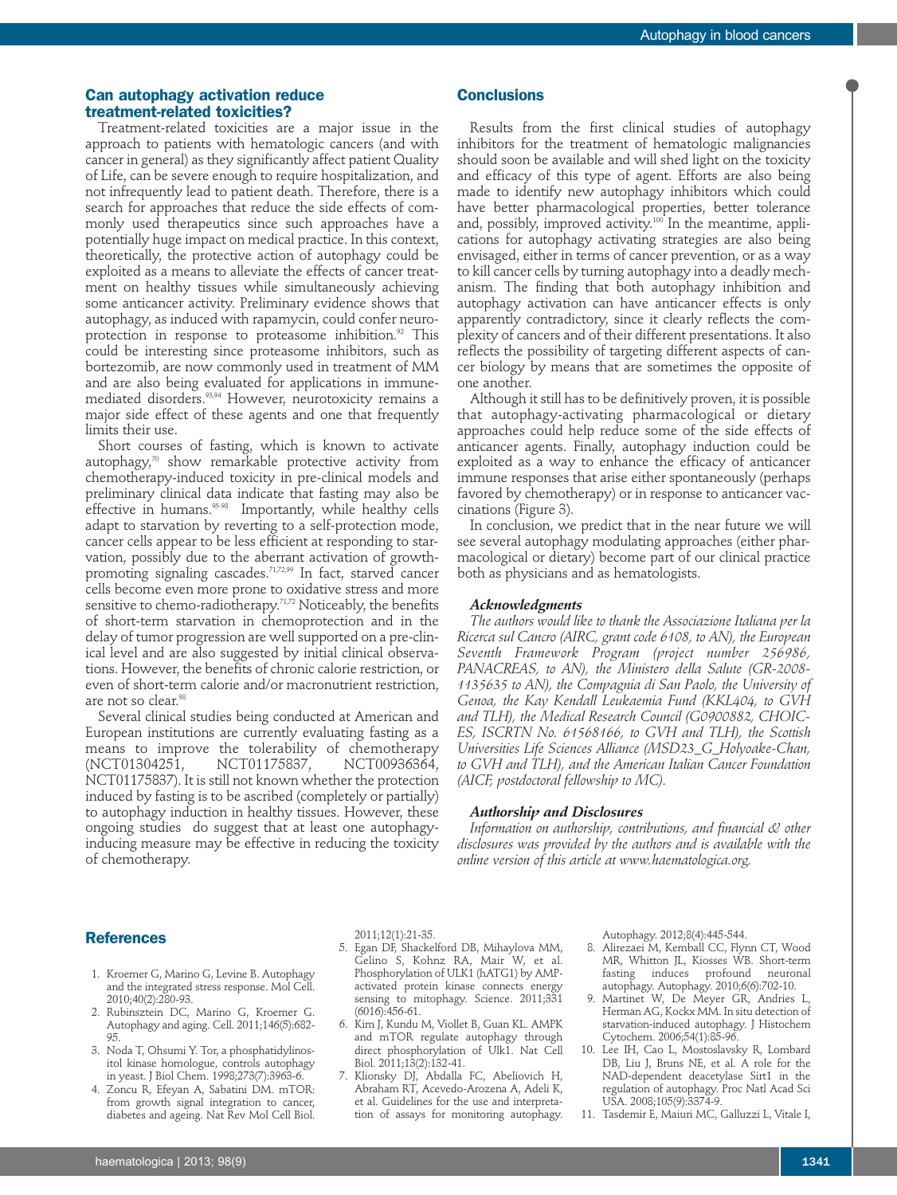## Can autophagy activation reduce treatment-related toxicities?

Treatment-related toxicities are a major issue in the approach to patients with hematologic cancers (and with cancer in general) as they significantly affect patient Quality of Life, can be severe enough to require hospitalization, and not infrequently lead to patient death. Therefore, there is a search for approaches that reduce the side effects of commonly used therapeutics since such approaches have a potentially huge impact on medical practice. In this context, theoretically, the protective action of autophagy could be exploited as a means to alleviate the effects of cancer treatment on healthy tissues while simultaneously achieving some anticancer activity. Preliminary evidence shows that autophagy, as induced with rapamycin, could confer neuroprotection in response to proteasome inhibition.[92] This could be interesting since proteasome inhibitors, such as bortezomib, are now commonly used in treatment of MM and are also being evaluated for applications in immune-mediated disorders.[93,94] However, neurotoxicity remains a major side effect of these agents and one that frequently limits their use.

Short courses of fasting, which is known to activate autophagy,[70] show remarkable protective activity from chemotherapy-induced toxicity in pre-clinical models and preliminary clinical data indicate that fasting may also be effective in humans.[95-98] Importantly, while healthy cells adapt to starvation by reverting to a self-protection mode, cancer cells appear to be less efficient at responding to starvation, possibly due to the aberrant activation of growth-promoting signaling cascades.[71,72,99] In fact, starved cancer cells become even more prone to oxidative stress and more sensitive to chemo-radiotherapy.[71,72] Noticeably, the benefits of short-term starvation in chemoprotection and in the delay of tumor progression are well supported on a pre-clinical level and are also suggested by initial clinical observations. However, the benefits of chronic calorie restriction, or even of short-term calorie and/or macronutrient restriction, are not so clear.[98]

Several clinical studies being conducted at American and European institutions are currently evaluating fasting as a means to improve the tolerability of chemotherapy (NCT01304251, NCT01175837, NCT00936364, NCT01175837). It is still not known whether the protection induced by fasting is to be ascribed (completely or partially) to autophagy induction in healthy tissues. However, these ongoing studies do suggest that at least one autophagy-inducing measure may be effective in reducing the toxicity of chemotherapy.

## Conclusions

Results from the first clinical studies of autophagy inhibitors for the treatment of hematologic malignancies should soon be available and will shed light on the toxicity and efficacy of this type of agent. Efforts are also being made to identify new autophagy inhibitors which could have better pharmacological properties, better tolerance and, possibly, improved activity.[100] In the meantime, applications for autophagy activating strategies are also being envisaged, either in terms of cancer prevention, or as a way to kill cancer cells by turning autophagy into a deadly mechanism. The finding that both autophagy inhibition and autophagy activation can have anticancer effects is only apparently contradictory, since it clearly reflects the complexity of cancers and of their different presentations. It also reflects the possibility of targeting different aspects of cancer biology by means that are sometimes the opposite of one another.

Although it still has to be definitively proven, it is possible that autophagy-activating pharmacological or dietary approaches could help reduce some of the side effects of anticancer agents. Finally, autophagy induction could be exploited as a way to enhance the efficacy of anticancer immune responses that arise either spontaneously (perhaps favored by chemotherapy) or in response to anticancer vaccinations (Figure 3).

In conclusion, we predict that in the near future we will see several autophagy modulating approaches (either pharmacological or dietary) become part of our clinical practice both as physicians and as hematologists.

### Acknowledgments

*The authors would like to thank the Associazione Italiana per la Ricerca sul Cancro (AIRC, grant code 6108, to AN), the European Seventh Framework Program (project number 256986, PANACREAS, to AN), the Ministero della Salute (GR-2008-1135635 to AN), the Compagnia di San Paolo, the University of Genoa, the Kay Kendall Leukaemia Fund (KKL404, to GVH and TLH), the Medical Research Council (G0900882, CHOICES, ISCRTN No. 61568166, to GVH and TLH), the Scottish Universities Life Sciences Alliance (MSD23_G_Holyoake-Chan, to GVH and TLH), and the American Italian Cancer Foundation (AICF, postdoctoral fellowship to MC).*

### Authorship and Disclosures

*Information on authorship, contributions, and financial & other disclosures was provided by the authors and is available with the online version of this article at www.haematologica.org.*

## References

1. Kroemer G, Marino G, Levine B. Autophagy and the integrated stress response. Mol Cell. 2010;40(2):280-93.
2. Rubinsztein DC, Marino G, Kroemer G. Autophagy and aging. Cell. 2011;146(5):682-95.
3. Noda T, Ohsumi Y. Tor, a phosphatidylinositol kinase homologue, controls autophagy in yeast. J Biol Chem. 1998;273(7):3963-6.
4. Zoncu R, Efeyan A, Sabatini DM. mTOR: from growth signal integration to cancer, diabetes and ageing. Nat Rev Mol Cell Biol. 2011;12(1):21-35.
5. Egan DF, Shackelford DB, Mihaylova MM, Gelino S, Kohnz RA, Mair W, et al. Phosphorylation of ULK1 (hATG1) by AMP-activated protein kinase connects energy sensing to mitophagy. Science. 2011;331(6016):456-61.
6. Kim J, Kundu M, Viollet B, Guan KL. AMPK and mTOR regulate autophagy through direct phosphorylation of Ulk1. Nat Cell Biol. 2011;13(2):132-41.
7. Klionsky DJ, Abdalla FC, Abeliovich H, Abraham RT, Acevedo-Arozena A, Adeli K, et al. Guidelines for the use and interpretation of assays for monitoring autophagy. Autophagy. 2012;8(4):445-544.
8. Alirezaei M, Kemball CC, Flynn CT, Wood MR, Whitton JL, Kiosses WB. Short-term fasting induces profound neuronal autophagy. Autophagy. 2010;6(6):702-10.
9. Martinet W, De Meyer GR, Andries L, Herman AG, Kockx MM. In situ detection of starvation-induced autophagy. J Histochem Cytochem. 2006;54(1):85-96.
10. Lee IH, Cao L, Mostoslavsky R, Lombard DB, Liu J, Bruns NE, et al. A role for the NAD-dependent deacetylase Sirt1 in the regulation of autophagy. Proc Natl Acad Sci USA. 2008;105(9):3374-9.
11. Tasdemir E, Maiuri MC, Galluzzi L, Vitale I,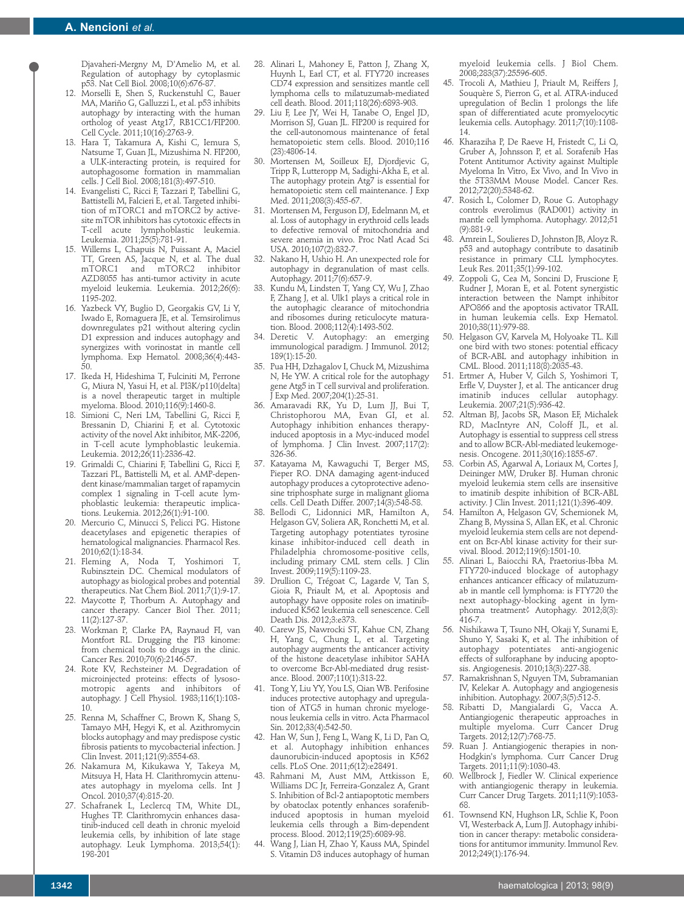Djavaheri-Mergny M, D'Amelio M, et al. Regulation of autophagy by cytoplasmic p53. Nat Cell Biol. 2008;10(6):676-87.

12. Morselli E, Shen S, Ruckenstuhl C, Bauer MA, Mariño G, Galluzzi L, et al. p53 inhibits autophagy by interacting with the human ortholog of yeast Atg17, RB1CC1/FIP200. Cell Cycle. 2011;10(16):2763-9.
13. Hara T, Takamura A, Kishi C, Iemura S, Natsume T, Guan JL, Mizushima N. FIP200, a ULK-interacting protein, is required for autophagosome formation in mammalian cells. J Cell Biol. 2008;181(3):497-510.
14. Evangelisti C, Ricci F, Tazzari P, Tabellini G, Battistelli M, Falcieri E, et al. Targeted inhibition of mTORC1 and mTORC2 by active-site mTOR inhibitors has cytotoxic effects in T-cell acute lymphoblastic leukemia. Leukemia. 2011;25(5):781-91.
15. Willems L, Chapuis N, Puissant A, Maciel TT, Green AS, Jacque N, et al. The dual mTORC1 and mTORC2 inhibitor AZD8055 has anti-tumor activity in acute myeloid leukemia. Leukemia. 2012;26(6):1195-202.
16. Yazbeck VY, Buglio D, Georgakis GV, Li Y, Iwado E, Romaguera JE, et al. Temsirolimus downregulates p21 without altering cyclin D1 expression and induces autophagy and synergizes with vorinostat in mantle cell lymphoma. Exp Hematol. 2008;36(4):443-50.
17. Ikeda H, Hideshima T, Fulciniti M, Perrone G, Miura N, Yasui H, et al. PI3K/p110{delta} is a novel therapeutic target in multiple myeloma. Blood. 2010;116(9):1460-8.
18. Simioni C, Neri LM, Tabellini G, Ricci F, Bressanin D, Chiarini F, et al. Cytotoxic activity of the novel Akt inhibitor, MK-2206, in T-cell acute lymphoblastic leukemia. Leukemia. 2012;26(11):2336-42.
19. Grimaldi C, Chiarini F, Tabellini G, Ricci F, Tazzari PL, Battistelli M, et al. AMP-dependent kinase/mammalian target of rapamycin complex 1 signaling in T-cell acute lymphoblastic leukemia: therapeutic implications. Leukemia. 2012;26(1):91-100.
20. Mercurio C, Minucci S, Pelicci PG. Histone deacetylases and epigenetic therapies of hematological malignancies. Pharmacol Res. 2010;62(1):18-34.
21. Fleming A, Noda T, Yoshimori T, Rubinsztein DC. Chemical modulators of autophagy as biological probes and potential therapeutics. Nat Chem Biol. 2011;7(1):9-17.
22. Maycotte P, Thorburn A. Autophagy and cancer therapy. Cancer Biol Ther. 2011;11(2):127-37.
23. Workman P, Clarke PA, Raynaud FI, van Montfort RL. Drugging the PI3 kinome: from chemical tools to drugs in the clinic. Cancer Res. 2010;70(6):2146-57.
24. Rote KV, Rechsteiner M. Degradation of microinjected proteins: effects of lysosomotropic agents and inhibitors of autophagy. J Cell Physiol. 1983;116(1):103-10.
25. Renna M, Schaffner C, Brown K, Shang S, Tamayo MH, Hegyi K, et al. Azithromycin blocks autophagy and may predispose cystic fibrosis patients to mycobacterial infection. J Clin Invest. 2011;121(9):3554-63.
26. Nakamura M, Kikukawa Y, Takeya M, Mitsuya H, Hata H. Clarithromycin attenuates autophagy in myeloma cells. Int J Oncol. 2010;37(4):815-20.
27. Schafranek L, Leclercq TM, White DL, Hughes TP. Clarithromycin enhances dasatinib-induced cell death in chronic myeloid leukemia cells, by inhibition of late stage autophagy. Leuk Lymphoma. 2013;54(1):198-201
28. Alinari L, Mahoney E, Patton J, Zhang X, Huynh L, Earl CT, et al. FTY720 increases CD74 expression and sensitizes mantle cell lymphoma cells to milatuzumab-mediated cell death. Blood. 2011;118(26):6893-903.
29. Liu F, Lee JY, Wei H, Tanabe O, Engel JD, Morrison SJ, Guan JL. FIP200 is required for the cell-autonomous maintenance of fetal hematopoietic stem cells. Blood. 2010;116(23):4806-14.
30. Mortensen M, Soilleux EJ, Djordjevic G, Tripp R, Lutteropp M, Sadighi-Akha E, et al. The autophagy protein Atg7 is essential for hematopoietic stem cell maintenance. J Exp Med. 2011;208(3):455-67.
31. Mortensen M, Ferguson DJ, Edelmann M, et al. Loss of autophagy in erythroid cells leads to defective removal of mitochondria and severe anemia in vivo. Proc Natl Acad Sci USA. 2010;107(2):832-7.
32. Nakano H, Ushio H. An unexpected role for autophagy in degranulation of mast cells. Autophagy. 2011;7(6):657-9.
33. Kundu M, Lindsten T, Yang CY, Wu J, Zhao F, Zhang J, et al. Ulk1 plays a critical role in the autophagic clearance of mitochondria and ribosomes during reticulocyte maturation. Blood. 2008;112(4):1493-502.
34. Deretic V. Autophagy: an emerging immunological paradigm. J Immunol. 2012;189(1):15-20.
35. Pua HH, Dzhagalov I, Chuck M, Mizushima N, He YW. A critical role for the autophagy gene Atg5 in T cell survival and proliferation. J Exp Med. 2007;204(1):25-31.
36. Amaravadi RK, Yu D, Lum JJ, Bui T, Christophorou MA, Evan GI, et al. Autophagy inhibition enhances therapy-induced apoptosis in a Myc-induced model of lymphoma. J Clin Invest. 2007;117(2):326-36.
37. Katayama M, Kawaguchi T, Berger MS, Pieper RO. DNA damaging agent-induced autophagy produces a cytoprotective adenosine triphosphate surge in malignant glioma cells. Cell Death Differ. 2007;14(3):548-58.
38. Bellodi C, Lidonnici MR, Hamilton A, Helgason GV, Soliera AR, Ronchetti M, et al. Targeting autophagy potentiates tyrosine kinase inhibitor-induced cell death in Philadelphia chromosome-positive cells, including primary CML stem cells. J Clin Invest. 2009;119(5):1109-23.
39. Drullion C, Trégoat C, Lagarde V, Tan S, Gioia R, Priault M, et al. Apoptosis and autophagy have opposite roles on imatinib-induced K562 leukemia cell senescence. Cell Death Dis. 2012;3:e373.
40. Carew JS, Nawrocki ST, Kahue CN, Zhang H, Yang C, Chung L, et al. Targeting autophagy augments the anticancer activity of the histone deacetylase inhibitor SAHA to overcome Bcr-Abl-mediated drug resistance. Blood. 2007;110(1):313-22.
41. Tong Y, Liu YY, You LS, Qian WB. Perifosine induces protective autophagy and upregulation of ATG5 in human chronic myelogenous leukemia cells in vitro. Acta Pharmacol Sin. 2012;33(4):542-50.
42. Han W, Sun J, Feng L, Wang K, Li D, Pan Q, et al. Autophagy inhibition enhances daunorubicin-induced apoptosis in K562 cells. PLoS One. 2011;6(12):e28491.
43. Rahmani M, Aust MM, Attkisson E, Williams DC Jr, Ferreira-Gonzalez A, Grant S. Inhibition of Bcl-2 antiapoptotic members by obatoclax potently enhances sorafenib-induced apoptosis in human myeloid leukemia cells through a Bim-dependent process. Blood. 2012;119(25):6089-98.
44. Wang J, Lian H, Zhao Y, Kauss MA, Spindel S. Vitamin D3 induces autophagy of human myeloid leukemia cells. J Biol Chem. 2008;283(37):25596-605.
45. Trocoli A, Mathieu J, Priault M, Reiffers J, Souquère S, Pierron G, et al. ATRA-induced upregulation of Beclin 1 prolongs the life span of differentiated acute promyelocytic leukemia cells. Autophagy. 2011;7(10):1108-14.
46. Kharaziha P, De Raeve H, Fristedt C, Li Q, Gruber A, Johnsson P, et al. Sorafenib Has Potent Antitumor Activity against Multiple Myeloma In Vitro, Ex Vivo, and In Vivo in the 5T33MM Mouse Model. Cancer Res. 2012;72(20):5348-62.
47. Rosich L, Colomer D, Roue G. Autophagy controls everolimus (RAD001) activity in mantle cell lymphoma. Autophagy. 2012;51(9):881-9.
48. Amrein L, Soulieres D, Johnston JB, Aloyz R. p53 and autophagy contribute to dasatinib resistance in primary CLL lymphocytes. Leuk Res. 2011;35(1):99-102.
49. Zoppoli G, Cea M, Soncini D, Fruscione F, Rudner J, Moran E, et al. Potent synergistic interaction between the Nampt inhibitor APO866 and the apoptosis activator TRAIL in human leukemia cells. Exp Hematol. 2010;38(11):979-88.
50. Helgason GV, Karvela M, Holyoake TL. Kill one bird with two stones: potential efficacy of BCR-ABL and autophagy inhibition in CML. Blood. 2011;118(8):2035-43.
51. Ertmer A, Huber V, Gilch S, Yoshimori T, Erfle V, Duyster J, et al. The anticancer drug imatinib induces cellular autophagy. Leukemia. 2007;21(5):936-42.
52. Altman BJ, Jacobs SR, Mason EF, Michalek RD, MacIntyre AN, Coloff JL, et al. Autophagy is essential to suppress cell stress and to allow BCR-Abl-mediated leukemogenesis. Oncogene. 2011;30(16):1855-67.
53. Corbin AS, Agarwal A, Loriaux M, Cortes J, Deininger MW, Druker BJ. Human chronic myeloid leukemia stem cells are insensitive to imatinib despite inhibition of BCR-ABL activity. J Clin Invest. 2011;121(1):396-409.
54. Hamilton A, Helgason GV, Schemionek M, Zhang B, Myssina S, Allan EK, et al. Chronic myeloid leukemia stem cells are not dependent on Bcr-Abl kinase activity for their survival. Blood. 2012;119(6):1501-10.
55. Alinari L, Baiocchi RA, Praetorius-Ibba M. FTY720-induced blockage of autophagy enhances anticancer efficacy of milatuzumab in mantle cell lymphoma: is FTY720 the next autophagy-blocking agent in lymphoma treatment? Autophagy. 2012;8(3):416-7.
56. Nishikawa T, Tsuno NH, Okaji Y, Sunami E, Shuno Y, Sasaki K, et al. The inhibition of autophagy potentiates anti-angiogenic effects of sulforaphane by inducing apoptosis. Angiogenesis. 2010;13(3):227-38.
57. Ramakrishnan S, Nguyen TM, Subramanian IV, Kelekar A. Autophagy and angiogenesis inhibition. Autophagy. 2007;3(5):512-5.
58. Ribatti D, Mangialardi G, Vacca A. Antiangiogenic therapeutic approaches in multiple myeloma. Curr Cancer Drug Targets. 2012;12(7):768-75.
59. Ruan J. Antiangiogenic therapies in non-Hodgkin's lymphoma. Curr Cancer Drug Targets. 2011;11(9):1030-43.
60. Wellbrock J, Fiedler W. Clinical experience with antiangiogenic therapy in leukemia. Curr Cancer Drug Targets. 2011;11(9):1053-68.
61. Townsend KN, Hughson LR, Schlie K, Poon VI, Westerback A, Lum JJ. Autophagy inhibition in cancer therapy: metabolic considerations for antitumor immunity. Immunol Rev. 2012;249(1):176-94.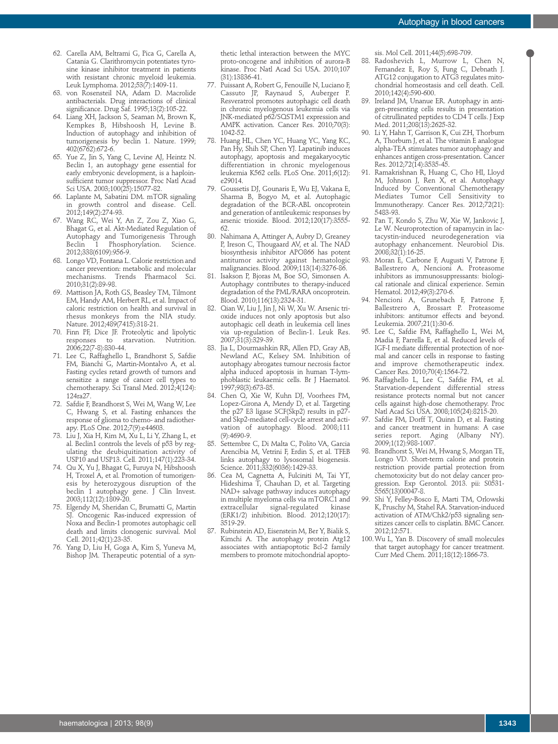62. Carella AM, Beltrami G, Pica G, Carella A, Catania G. Clarithromycin potentiates tyrosine kinase inhibitor treatment in patients with resistant chronic myeloid leukemia. Leuk Lymphoma. 2012;53(7):1409-11.
63. von Rosensteil NA, Adam D. Macrolide antibacterials. Drug interactions of clinical significance. Drug Saf. 1995;13(2):105-22.
64. Liang XH, Jackson S, Seaman M, Brown K, Kempkes B, Hibshoosh H, Levine B. Induction of autophagy and inhibition of tumorigenesis by beclin 1. Nature. 1999; 402(6762):672-6.
65. Yue Z, Jin S, Yang C, Levine AJ, Heintz N. Beclin 1, an autophagy gene essential for early embryonic development, is a haploinsufficient tumor suppressor. Proc Natl Acad Sci USA. 2003;100(25):15077-82.
66. Laplante M, Sabatini DM. mTOR signaling in growth control and disease. Cell. 2012;149(2):274-93.
67. Wang RC, Wei Y, An Z, Zou Z, Xiao G, Bhagat G, et al. Akt-Mediated Regulation of Autophagy and Tumorigenesis Through Beclin 1 Phosphorylation. Science. 2012;338(6109):956-9.
68. Longo VD, Fontana L. Calorie restriction and cancer prevention: metabolic and molecular mechanisms. Trends Pharmacol Sci. 2010;31(2):89-98.
69. Mattison JA, Roth GS, Beasley TM, Tilmont EM, Handy AM, Herbert RL, et al. Impact of caloric restriction on health and survival in rhesus monkeys from the NIA study. Nature. 2012;489(7415):318-21.
70. Finn PF, Dice JF. Proteolytic and lipolytic responses to starvation. Nutrition. 2006;22(7-8):830-44.
71. Lee C, Raffaghello L, Brandhorst S, Safdie FM, Bianchi G, Martin-Montalvo A, et al. Fasting cycles retard growth of tumors and sensitize a range of cancer cell types to chemotherapy. Sci Transl Med. 2012;4(124): 124ra27.
72. Safdie F, Brandhorst S, Wei M, Wang W, Lee C, Hwang S, et al. Fasting enhances the response of glioma to chemo- and radiotherapy. PLoS One. 2012;7(9):e44603.
73. Liu J, Xia H, Kim M, Xu L, Li Y, Zhang L, et al. Beclin1 controls the levels of p53 by regulating the deubiquitination activity of USP10 and USP13. Cell. 2011;147(1):223-34.
74. Qu X, Yu J, Bhagat G, Furuya N, Hibshoosh H, Troxel A, et al. Promotion of tumorigenesis by heterozygous disruption of the beclin 1 autophagy gene. J Clin Invest. 2003;112(12):1809-20.
75. Elgendy M, Sheridan C, Brumatti G, Martin SJ. Oncogenic Ras-induced expression of Noxa and Beclin-1 promotes autophagic cell death and limits clonogenic survival. Mol Cell. 2011;42(1):23-35.
76. Yang D, Liu H, Goga A, Kim S, Yuneva M, Bishop JM. Therapeutic potential of a synthetic lethal interaction between the MYC proto-oncogene and inhibition of aurora-B kinase. Proc Natl Acad Sci USA. 2010;107 (31):13836-41.
77. Puissant A, Robert G, Fenouille N, Luciano F, Cassuto JP, Raynaud S, Auberger P. Resveratrol promotes autophagic cell death in chronic myelogenous leukemia cells via JNK-mediated p62/SQSTM1 expression and AMPK activation. Cancer Res. 2010;70(3): 1042-52.
78. Huang HL, Chen YC, Huang YC, Yang KC, Pan Hy, Shih SP, Chen YJ. Lapatinib induces autophagy, apoptosis and megakaryocytic differentiation in chronic myelogenous leukemia K562 cells. PLoS One. 2011;6(12): e29014.
79. Goussetis DJ, Gounaris E, Wu EJ, Vakana E, Sharma B, Bogyo M, et al. Autophagic degradation of the BCR-ABL oncoprotein and generation of antileukemic responses by arsenic trioxide. Blood. 2012;120(17):3555-62.
80. Nahimana A, Attinger A, Aubry D, Greaney P, Ireson C, Thougaard AV, et al. The NAD biosynthesis inhibitor APO866 has potent antitumor activity against hematologic malignancies. Blood. 2009;113(14):3276-86.
81. Isakson P, Bjoras M, Boe SO, Simonsen A. Autophagy contributes to therapy-induced degradation of the PML/RARA oncoprotein. Blood. 2010;116(13):2324-31.
82. Qian W, Liu J, Jin J, Ni W, Xu W. Arsenic trioxide induces not only apoptosis but also autophagic cell death in leukemia cell lines via up-regulation of Beclin-1. Leuk Res. 2007;31(3):329-39.
83. Jia L, Dourmashkin RR, Allen PD, Gray AB, Newland AC, Kelsey SM. Inhibition of autophagy abrogates tumour necrosis factor alpha induced apoptosis in human T-lymphoblastic leukaemic cells. Br J Haematol. 1997;98(3):673-85.
84. Chen Q, Xie W, Kuhn DJ, Voorhees PM, Lopez-Girona A, Mendy D, et al. Targeting the p27 E3 ligase SCF(Skp2) results in p27- and Skp2-mediated cell-cycle arrest and activation of autophagy. Blood. 2008;111 (9):4690-9.
85. Settembre C, Di Malta C, Polito VA, Garcia Arencibia M, Vetrini F, Erdin S, et al. TFEB links autophagy to lysosomal biogenesis. Science. 2011;332(6036):1429-33.
86. Cea M, Cagnetta A, Fulciniti M, Tai YT, Hideshima T, Chauhan D, et al. Targeting NAD+ salvage pathway induces autophagy in multiple myeloma cells via mTORC1 and extracellular signal-regulated kinase (ERK1/2) inhibition. Blood. 2012;120(17): 3519-29.
87. Rubinstein AD, Eisenstein M, Ber Y, Bialik S, Kimchi A. The autophagy protein Atg12 associates with antiapoptotic Bcl-2 family members to promote mitochondrial apoptosis. Mol Cell. 2011;44(5):698-709.
88. Radoshevich L, Murrow L, Chen N, Fernandez E, Roy S, Fung C, Debnath J. ATG12 conjugation to ATG3 regulates mitochondrial homeostasis and cell death. Cell. 2010;142(4):590-600.
89. Ireland JM, Unanue ER. Autophagy in antigen-presenting cells results in presentation of citrullinated peptides to CD4 T cells. J Exp Med. 2011;208(13):2625-32.
90. Li Y, Hahn T, Garrison K, Cui ZH, Thorburn A, Thorburn J, et al. The vitamin E analogue alpha-TEA stimulates tumor autophagy and enhances antigen cross-presentation. Cancer Res. 2012;72(14):3535-45.
91. Ramakrishnan R, Huang C, Cho HI, Lloyd M, Johnson J, Ren X, et al. Autophagy Induced by Conventional Chemotherapy Mediates Tumor Cell Sensitivity to Immunotherapy. Cancer Res. 2012;72(21): 5483-93.
92. Pan T, Kondo S, Zhu W, Xie W, Jankovic J, Le W. Neuroprotection of rapamycin in lactacystin-induced neurodegeneration via autophagy enhancement. Neurobiol Dis. 2008;32(1):16-25.
93. Moran E, Carbone F, Augusti V, Patrone F, Ballestrero A, Nencioni A. Proteasome inhibitors as immunosuppressants: biological rationale and clinical experience. Semin Hematol. 2012;49(3):270-6.
94. Nencioni A, Grunebach F, Patrone F, Ballestrero A, Brossart P. Proteasome inhibitors: antitumor effects and beyond. Leukemia. 2007;21(1):30-6.
95. Lee C, Safdie FM, Raffaghello L, Wei M, Madia F, Parrella E, et al. Reduced levels of IGF-I mediate differential protection of normal and cancer cells in response to fasting and improve chemotherapeutic index. Cancer Res. 2010;70(4):1564-72.
96. Raffaghello L, Lee C, Safdie FM, et al. Starvation-dependent differential stress resistance protects normal but not cancer cells against high-dose chemotherapy. Proc Natl Acad Sci USA. 2008;105(24):8215-20.
97. Safdie FM, Dorff T, Quinn D, et al. Fasting and cancer treatment in humans: A case series report. Aging (Albany NY). 2009;1(12):988-1007.
98. Brandhorst S, Wei M, Hwang S, Morgan TE, Longo VD. Short-term calorie and protein restriction provide partial protection from chemotoxicity but do not delay cancer progression. Exp Gerontol. 2013. pii: S0531-5565(13)00047-8.
99. Shi Y, Felley-Bosco E, Marti TM, Orlowski K, Pruschy M, Stahel RA. Starvation-induced activation of ATM/Chk2/p53 signaling sensitizes cancer cells to cisplatin. BMC Cancer. 2012;12:571.
100. Wu L, Yan B. Discovery of small molecules that target autophagy for cancer treatment. Curr Med Chem. 2011;18(12):1866-73.